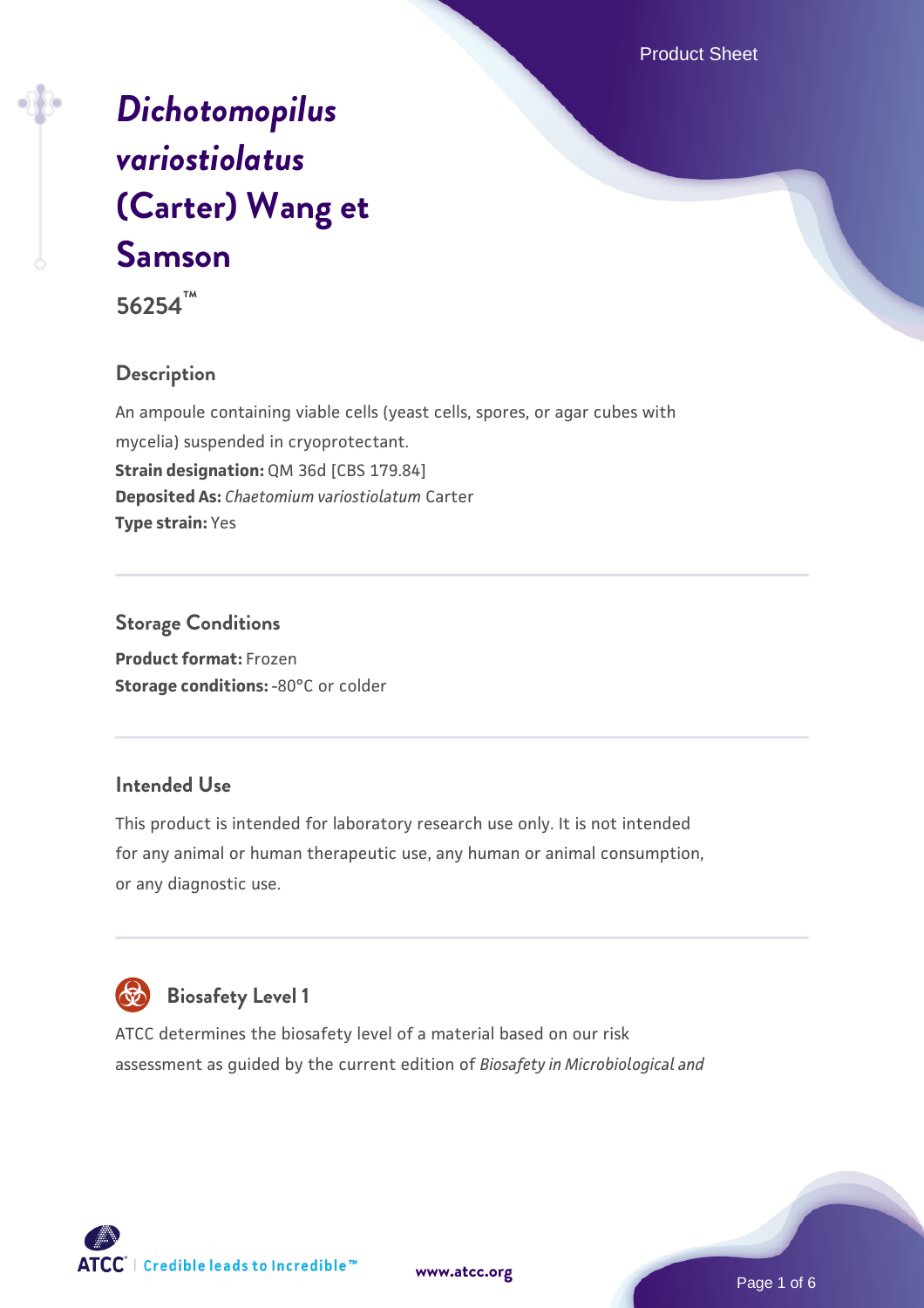# *Dichotomopilus variostiolatus* (Carter) Wang et Samson

**56254™**

## Description

An ampoule containing viable cells (yeast cells, spores, or agar cubes with mycelia) suspended in cryoprotectant.

**Strain designation:** QM 36d [CBS 179.84]

**Deposited As:** *Chaetomium variostiolatum* Carter

**Type strain:** Yes

## Storage Conditions

**Product format:** Frozen

**Storage conditions:** -80°C or colder

## Intended Use

This product is intended for laboratory research use only. It is not intended for any animal or human therapeutic use, any human or animal consumption, or any diagnostic use.

## Biosafety Level 1

ATCC determines the biosafety level of a material based on our risk assessment as guided by the current edition of *Biosafety in Microbiological and*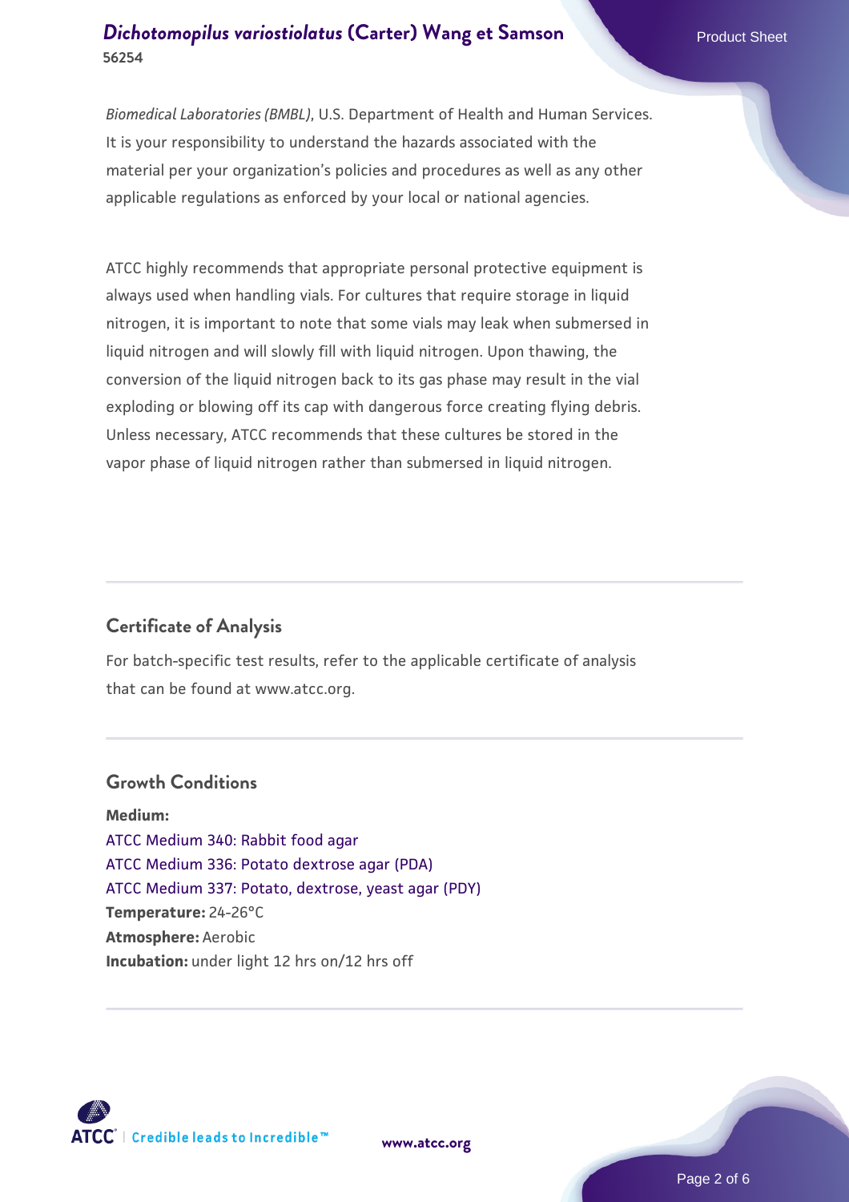*Biomedical Laboratories (BMBL)*, U.S. Department of Health and Human Services. It is your responsibility to understand the hazards associated with the material per your organization's policies and procedures as well as any other applicable regulations as enforced by your local or national agencies.

ATCC highly recommends that appropriate personal protective equipment is always used when handling vials. For cultures that require storage in liquid nitrogen, it is important to note that some vials may leak when submersed in liquid nitrogen and will slowly fill with liquid nitrogen. Upon thawing, the conversion of the liquid nitrogen back to its gas phase may result in the vial exploding or blowing off its cap with dangerous force creating flying debris. Unless necessary, ATCC recommends that these cultures be stored in the vapor phase of liquid nitrogen rather than submersed in liquid nitrogen.

## Certificate of Analysis

For batch-specific test results, refer to the applicable certificate of analysis that can be found at www.atcc.org.

## Growth Conditions

**Medium:**
ATCC Medium 340: Rabbit food agar
ATCC Medium 336: Potato dextrose agar (PDA)
ATCC Medium 337: Potato, dextrose, yeast agar (PDY)
**Temperature:** 24-26°C
**Atmosphere:** Aerobic
**Incubation:** under light 12 hrs on/12 hrs off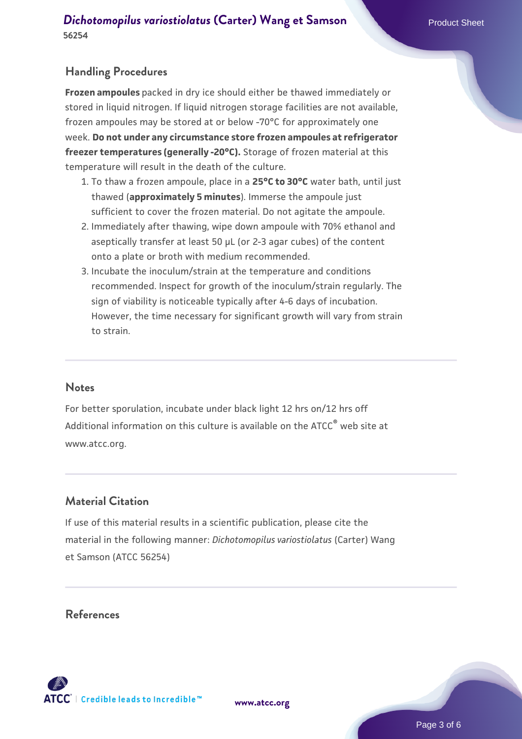## Handling Procedures

**Frozen ampoules** packed in dry ice should either be thawed immediately or stored in liquid nitrogen. If liquid nitrogen storage facilities are not available, frozen ampoules may be stored at or below -70°C for approximately one week. **Do not under any circumstance store frozen ampoules at refrigerator freezer temperatures (generally -20°C).** Storage of frozen material at this temperature will result in the death of the culture.

1. To thaw a frozen ampoule, place in a **25°C to 30°C** water bath, until just thawed (**approximately 5 minutes**). Immerse the ampoule just sufficient to cover the frozen material. Do not agitate the ampoule.
2. Immediately after thawing, wipe down ampoule with 70% ethanol and aseptically transfer at least 50 µL (or 2-3 agar cubes) of the content onto a plate or broth with medium recommended.
3. Incubate the inoculum/strain at the temperature and conditions recommended. Inspect for growth of the inoculum/strain regularly. The sign of viability is noticeable typically after 4-6 days of incubation. However, the time necessary for significant growth will vary from strain to strain.

## Notes

For better sporulation, incubate under black light 12 hrs on/12 hrs off
Additional information on this culture is available on the ATCC® web site at www.atcc.org.

## Material Citation

If use of this material results in a scientific publication, please cite the material in the following manner: *Dichotomopilus variostiolatus* (Carter) Wang et Samson (ATCC 56254)

## References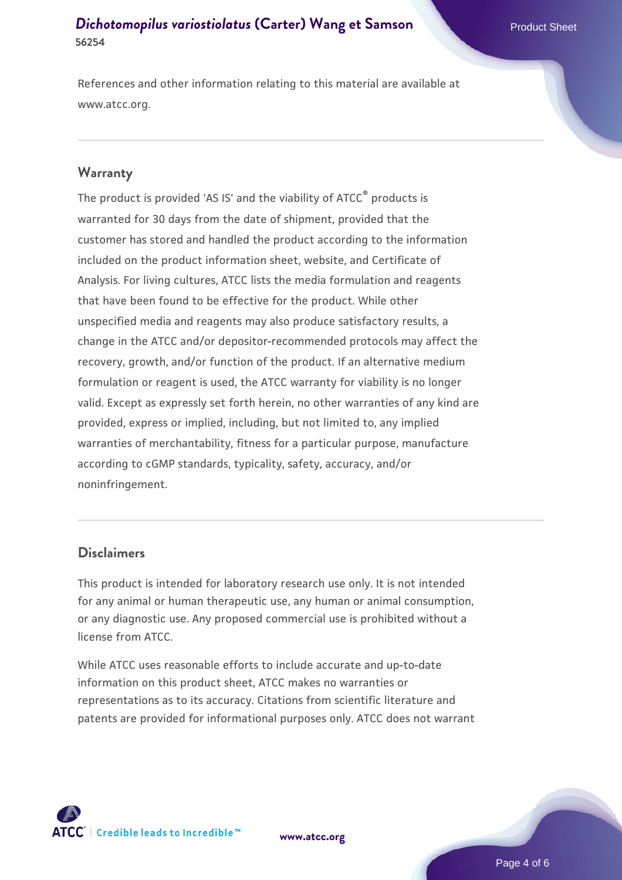References and other information relating to this material are available at www.atcc.org.

## Warranty

The product is provided 'AS IS' and the viability of ATCC® products is warranted for 30 days from the date of shipment, provided that the customer has stored and handled the product according to the information included on the product information sheet, website, and Certificate of Analysis. For living cultures, ATCC lists the media formulation and reagents that have been found to be effective for the product. While other unspecified media and reagents may also produce satisfactory results, a change in the ATCC and/or depositor-recommended protocols may affect the recovery, growth, and/or function of the product. If an alternative medium formulation or reagent is used, the ATCC warranty for viability is no longer valid. Except as expressly set forth herein, no other warranties of any kind are provided, express or implied, including, but not limited to, any implied warranties of merchantability, fitness for a particular purpose, manufacture according to cGMP standards, typicality, safety, accuracy, and/or noninfringement.

## Disclaimers

This product is intended for laboratory research use only. It is not intended for any animal or human therapeutic use, any human or animal consumption, or any diagnostic use. Any proposed commercial use is prohibited without a license from ATCC.

While ATCC uses reasonable efforts to include accurate and up-to-date information on this product sheet, ATCC makes no warranties or representations as to its accuracy. Citations from scientific literature and patents are provided for informational purposes only. ATCC does not warrant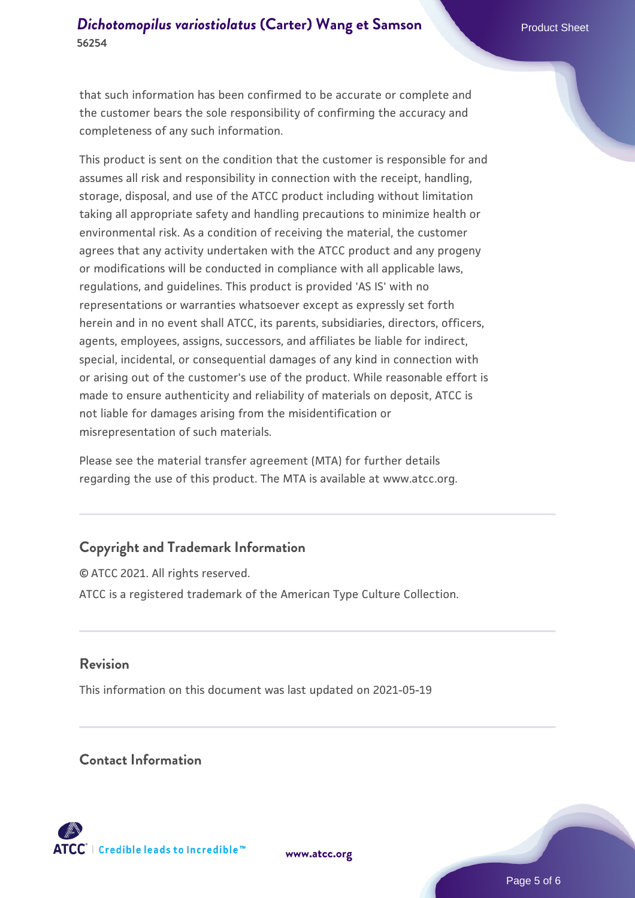that such information has been confirmed to be accurate or complete and the customer bears the sole responsibility of confirming the accuracy and completeness of any such information.

This product is sent on the condition that the customer is responsible for and assumes all risk and responsibility in connection with the receipt, handling, storage, disposal, and use of the ATCC product including without limitation taking all appropriate safety and handling precautions to minimize health or environmental risk. As a condition of receiving the material, the customer agrees that any activity undertaken with the ATCC product and any progeny or modifications will be conducted in compliance with all applicable laws, regulations, and guidelines. This product is provided 'AS IS' with no representations or warranties whatsoever except as expressly set forth herein and in no event shall ATCC, its parents, subsidiaries, directors, officers, agents, employees, assigns, successors, and affiliates be liable for indirect, special, incidental, or consequential damages of any kind in connection with or arising out of the customer's use of the product. While reasonable effort is made to ensure authenticity and reliability of materials on deposit, ATCC is not liable for damages arising from the misidentification or misrepresentation of such materials.

Please see the material transfer agreement (MTA) for further details regarding the use of this product. The MTA is available at www.atcc.org.

## Copyright and Trademark Information

© ATCC 2021. All rights reserved.

ATCC is a registered trademark of the American Type Culture Collection.

## Revision

This information on this document was last updated on 2021-05-19

## Contact Information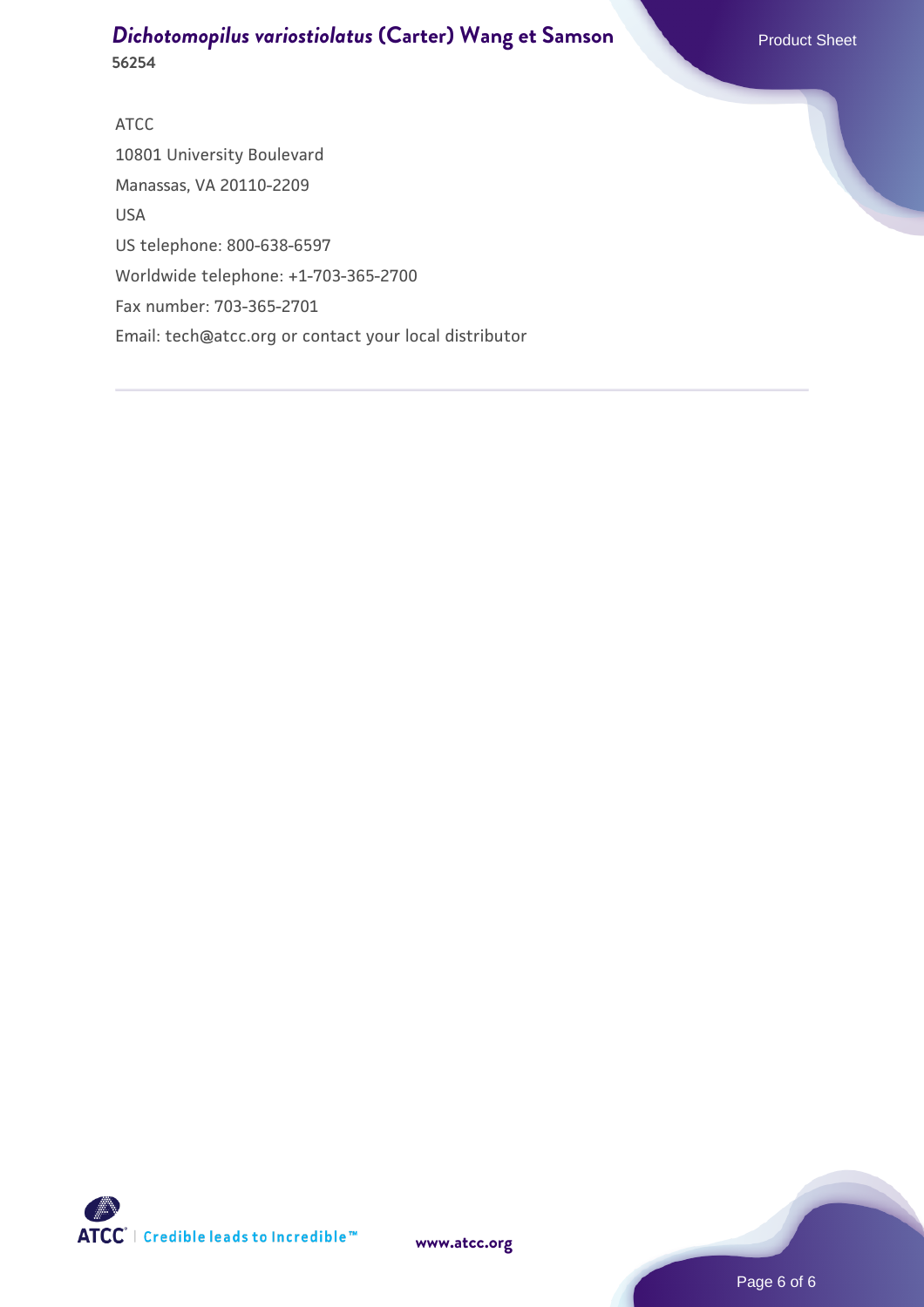ATCC

10801 University Boulevard

Manassas, VA 20110-2209

USA

US telephone: 800-638-6597

Worldwide telephone: +1-703-365-2700

Fax number: 703-365-2701

Email: tech@atcc.org or contact your local distributor